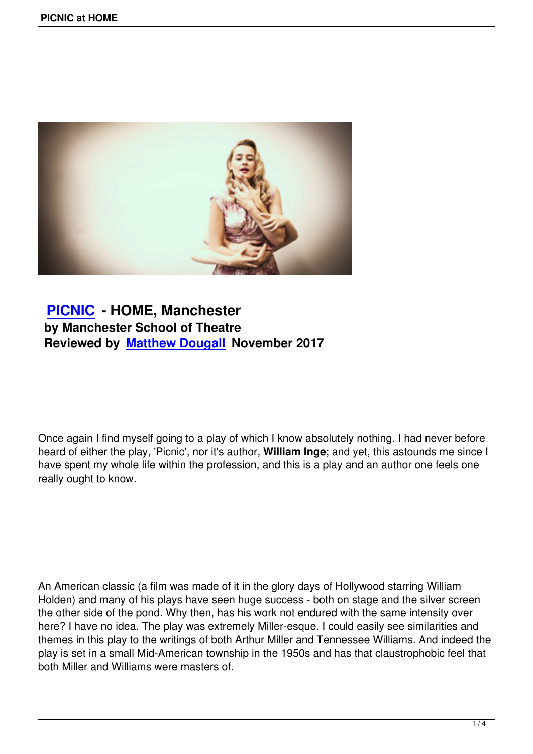## PICNIC - HOME, Manchester
**by Manchester School of Theatre**
**Reviewed by Matthew Dougall November 2017**

Once again I find myself going to a play of which I know absolutely nothing. I had never before heard of either the play, 'Picnic', nor it's author, **William Inge**; and yet, this astounds me since I have spent my whole life within the profession, and this is a play and an author one feels one really ought to know.

An American classic (a film was made of it in the glory days of Hollywood starring William Holden) and many of his plays have seen huge success - both on stage and the silver screen the other side of the pond. Why then, has his work not endured with the same intensity over here? I have no idea. The play was extremely Miller-esque. I could easily see similarities and themes in this play to the writings of both Arthur Miller and Tennessee Williams. And indeed the play is set in a small Mid-American township in the 1950s and has that claustrophobic feel that both Miller and Williams were masters of.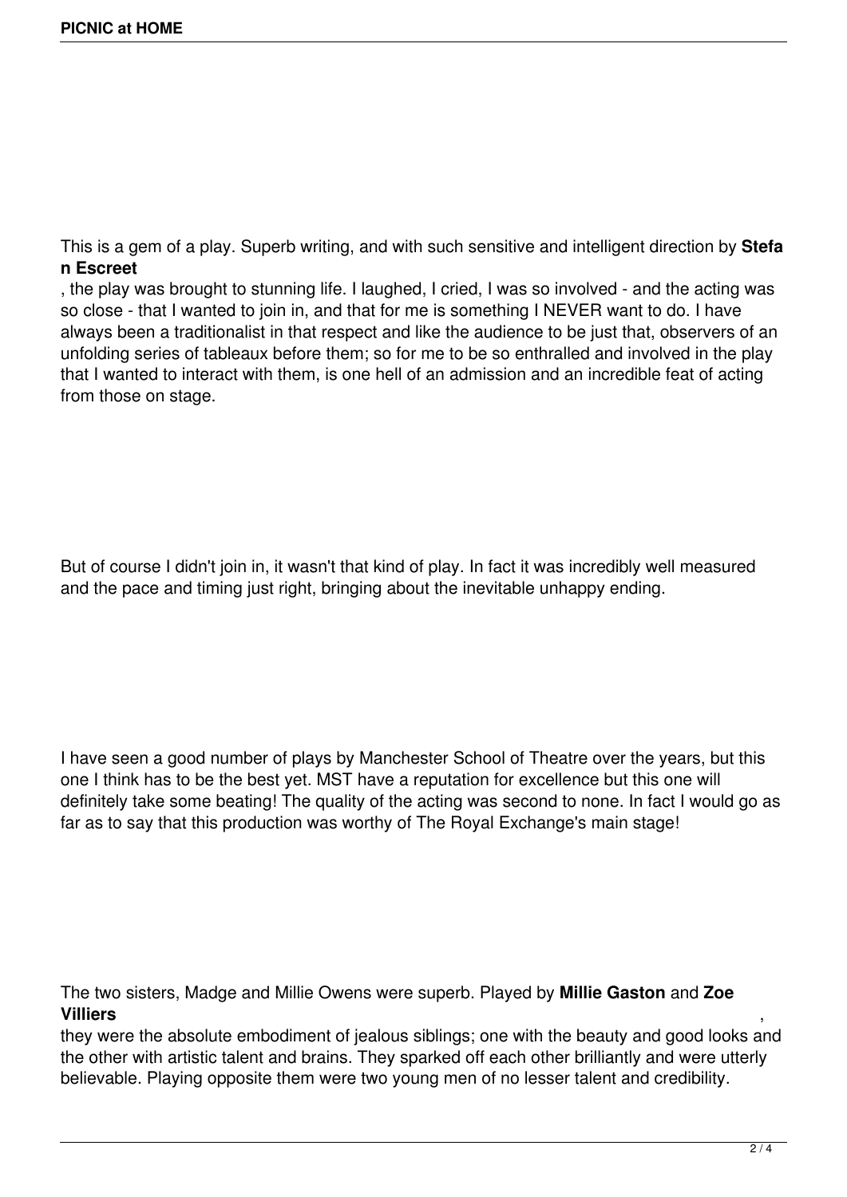This is a gem of a play. Superb writing, and with such sensitive and intelligent direction by **Stefan Escreet**, the play was brought to stunning life. I laughed, I cried, I was so involved - and the acting was so close - that I wanted to join in, and that for me is something I NEVER want to do. I have always been a traditionalist in that respect and like the audience to be just that, observers of an unfolding series of tableaux before them; so for me to be so enthralled and involved in the play that I wanted to interact with them, is one hell of an admission and an incredible feat of acting from those on stage.

But of course I didn't join in, it wasn't that kind of play. In fact it was incredibly well measured and the pace and timing just right, bringing about the inevitable unhappy ending.

I have seen a good number of plays by Manchester School of Theatre over the years, but this one I think has to be the best yet. MST have a reputation for excellence but this one will definitely take some beating! The quality of the acting was second to none. In fact I would go as far as to say that this production was worthy of The Royal Exchange's main stage!

The two sisters, Madge and Millie Owens were superb. Played by **Millie Gaston** and **Zoe Villiers**, they were the absolute embodiment of jealous siblings; one with the beauty and good looks and the other with artistic talent and brains. They sparked off each other brilliantly and were utterly believable. Playing opposite them were two young men of no lesser talent and credibility.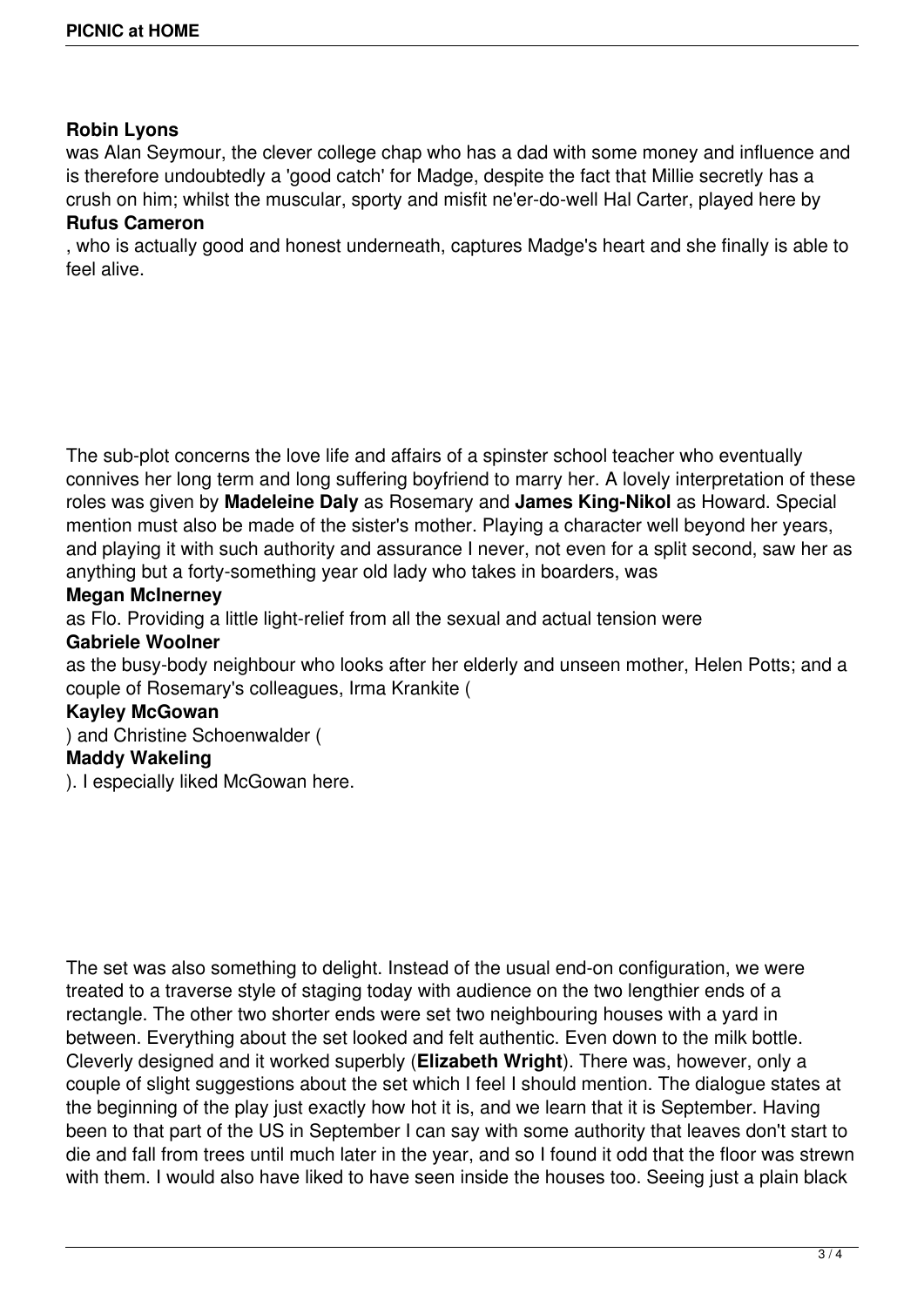**Robin Lyons**
was Alan Seymour, the clever college chap who has a dad with some money and influence and is therefore undoubtedly a 'good catch' for Madge, despite the fact that Millie secretly has a crush on him; whilst the muscular, sporty and misfit ne'er-do-well Hal Carter, played here by
**Rufus Cameron**
, who is actually good and honest underneath, captures Madge's heart and she finally is able to feel alive.

The sub-plot concerns the love life and affairs of a spinster school teacher who eventually connives her long term and long suffering boyfriend to marry her. A lovely interpretation of these roles was given by **Madeleine Daly** as Rosemary and **James King-Nikol** as Howard. Special mention must also be made of the sister's mother. Playing a character well beyond her years, and playing it with such authority and assurance I never, not even for a split second, saw her as anything but a forty-something year old lady who takes in boarders, was
**Megan McInerney**
as Flo. Providing a little light-relief from all the sexual and actual tension were
**Gabriele Woolner**
as the busy-body neighbour who looks after her elderly and unseen mother, Helen Potts; and a couple of Rosemary's colleagues, Irma Krankite (
**Kayley McGowan**
) and Christine Schoenwalder (
**Maddy Wakeling**
). I especially liked McGowan here.

The set was also something to delight. Instead of the usual end-on configuration, we were treated to a traverse style of staging today with audience on the two lengthier ends of a rectangle. The other two shorter ends were set two neighbouring houses with a yard in between. Everything about the set looked and felt authentic. Even down to the milk bottle. Cleverly designed and it worked superbly (**Elizabeth Wright**). There was, however, only a couple of slight suggestions about the set which I feel I should mention. The dialogue states at the beginning of the play just exactly how hot it is, and we learn that it is September. Having been to that part of the US in September I can say with some authority that leaves don't start to die and fall from trees until much later in the year, and so I found it odd that the floor was strewn with them. I would also have liked to have seen inside the houses too. Seeing just a plain black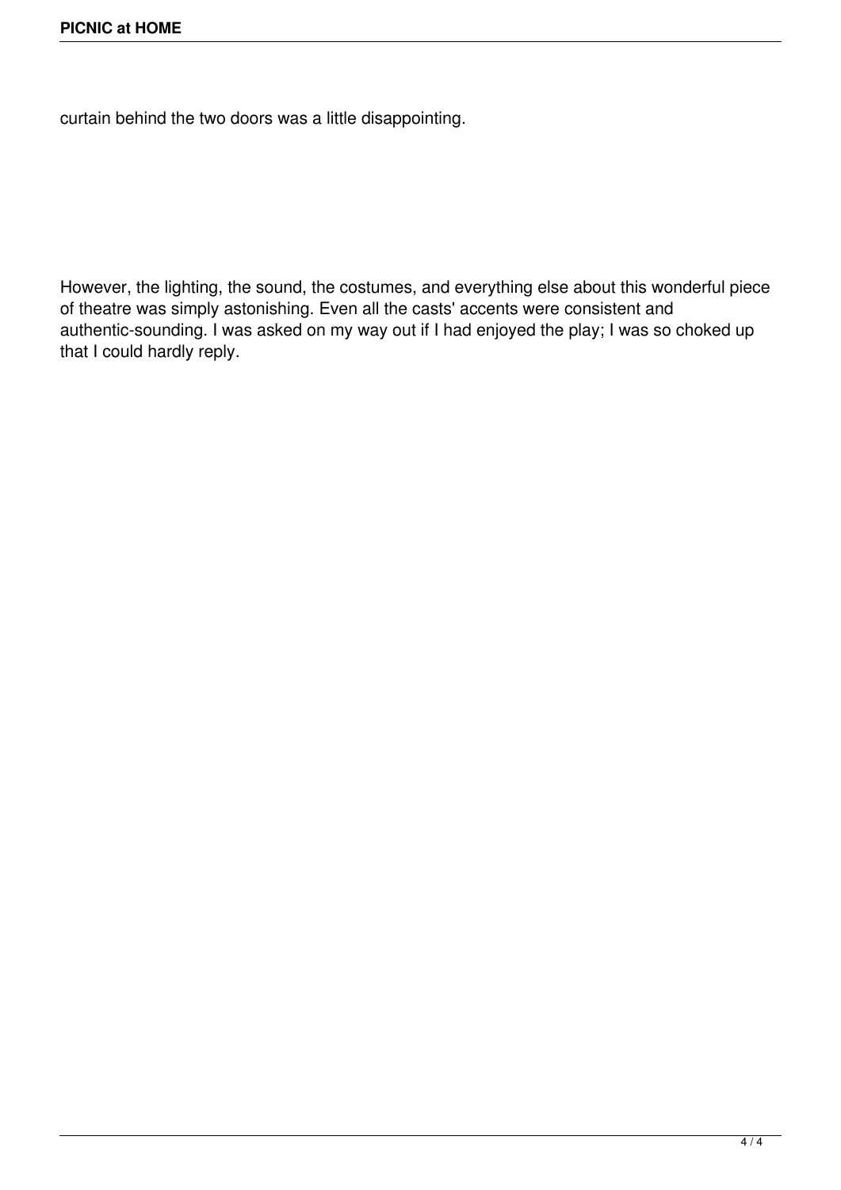curtain behind the two doors was a little disappointing.

However, the lighting, the sound, the costumes, and everything else about this wonderful piece of theatre was simply astonishing. Even all the casts' accents were consistent and authentic-sounding. I was asked on my way out if I had enjoyed the play; I was so choked up that I could hardly reply.